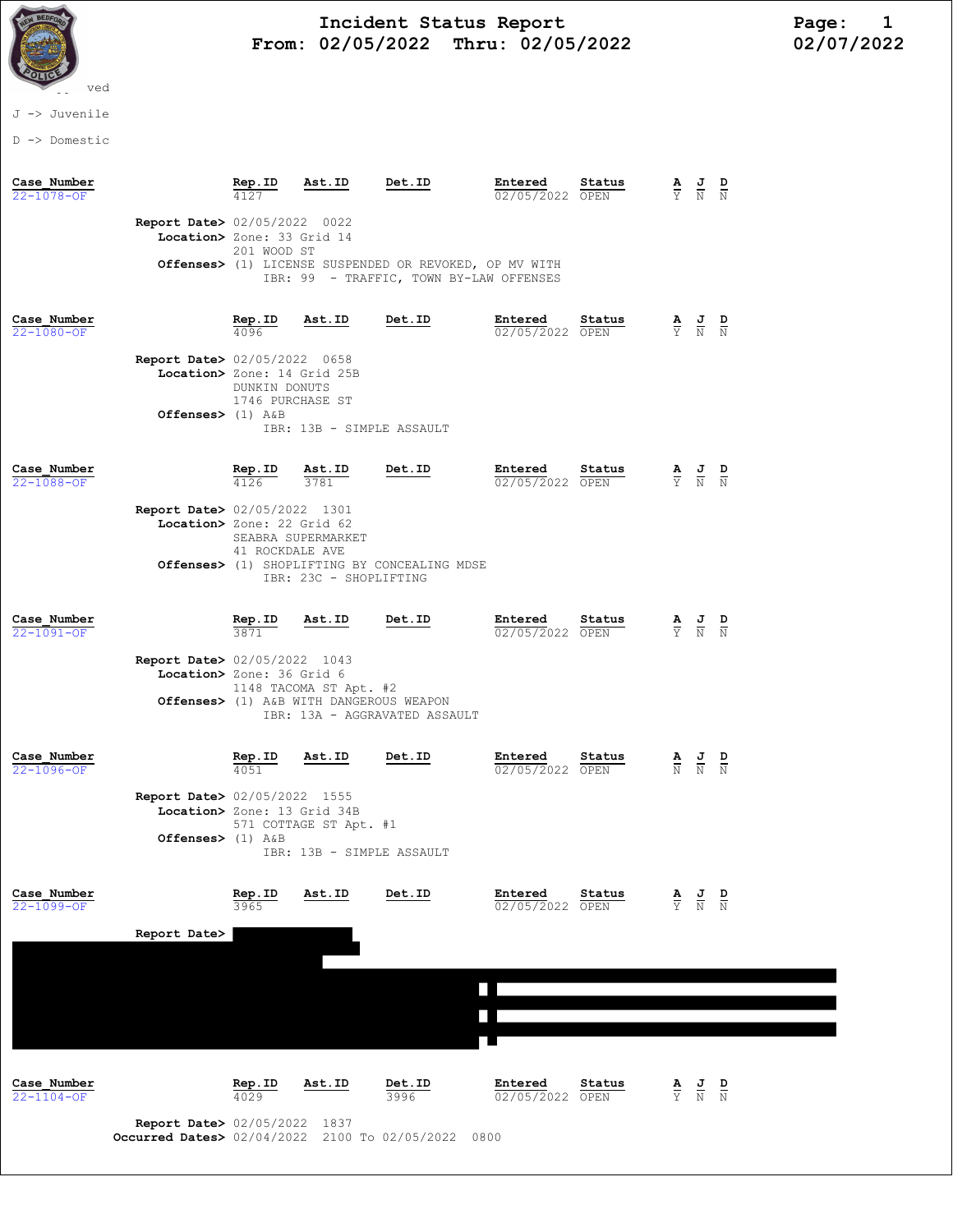# Incident Status Report

From: 02/05/2022 Thru: 02/05/2022

02/07/2022

-- ved

J -> Juvenile

D -> Domestic

| Case_Number | Rep.ID | Ast.ID | Det.ID | Entered | Status | A | J | D |
|---|---|---|---|---|---|---|---|---|
| 22-1078-OF | 4127 | | | 02/05/2022 | OPEN | Y | N | N |

**Report Date>** 02/05/2022 0022
**Location>** Zone: 33 Grid 14
201 WOOD ST
**Offenses>** (1) LICENSE SUSPENDED OR REVOKED, OP MV WITH
IBR: 99 - TRAFFIC, TOWN BY-LAW OFFENSES

| Case_Number | Rep.ID | Ast.ID | Det.ID | Entered | Status | A | J | D |
|---|---|---|---|---|---|---|---|---|
| 22-1080-OF | 4096 | | | 02/05/2022 | OPEN | Y | N | N |

**Report Date>** 02/05/2022 0658
**Location>** Zone: 14 Grid 25B
DUNKIN DONUTS
1746 PURCHASE ST
**Offenses>** (1) A&B
IBR: 13B - SIMPLE ASSAULT

| Case_Number | Rep.ID | Ast.ID | Det.ID | Entered | Status | A | J | D |
|---|---|---|---|---|---|---|---|---|
| 22-1088-OF | 4126 | 3781 | | 02/05/2022 | OPEN | Y | N | N |

**Report Date>** 02/05/2022 1301
**Location>** Zone: 22 Grid 62
SEABRA SUPERMARKET
41 ROCKDALE AVE
**Offenses>** (1) SHOPLIFTING BY CONCEALING MDSE
IBR: 23C - SHOPLIFTING

| Case_Number | Rep.ID | Ast.ID | Det.ID | Entered | Status | A | J | D |
|---|---|---|---|---|---|---|---|---|
| 22-1091-OF | 3871 | | | 02/05/2022 | OPEN | Y | N | N |

**Report Date>** 02/05/2022 1043
**Location>** Zone: 36 Grid 6
1148 TACOMA ST Apt. #2
**Offenses>** (1) A&B WITH DANGEROUS WEAPON
IBR: 13A - AGGRAVATED ASSAULT

| Case_Number | Rep.ID | Ast.ID | Det.ID | Entered | Status | A | J | D |
|---|---|---|---|---|---|---|---|---|
| 22-1096-OF | 4051 | | | 02/05/2022 | OPEN | N | N | N |

**Report Date>** 02/05/2022 1555
**Location>** Zone: 13 Grid 34B
571 COTTAGE ST Apt. #1
**Offenses>** (1) A&B
IBR: 13B - SIMPLE ASSAULT

| Case_Number | Rep.ID | Ast.ID | Det.ID | Entered | Status | A | J | D |
|---|---|---|---|---|---|---|---|---|
| 22-1099-OF | 3965 | | | 02/05/2022 | OPEN | Y | N | N |

**Report Date>**

| Case_Number | Rep.ID | Ast.ID | Det.ID | Entered | Status | A | J | D |
|---|---|---|---|---|---|---|---|---|
| 22-1104-OF | 4029 | | 3996 | 02/05/2022 | OPEN | Y | N | N |

**Report Date>** 02/05/2022 1837
**Occurred Dates>** 02/04/2022 2100 To 02/05/2022 0800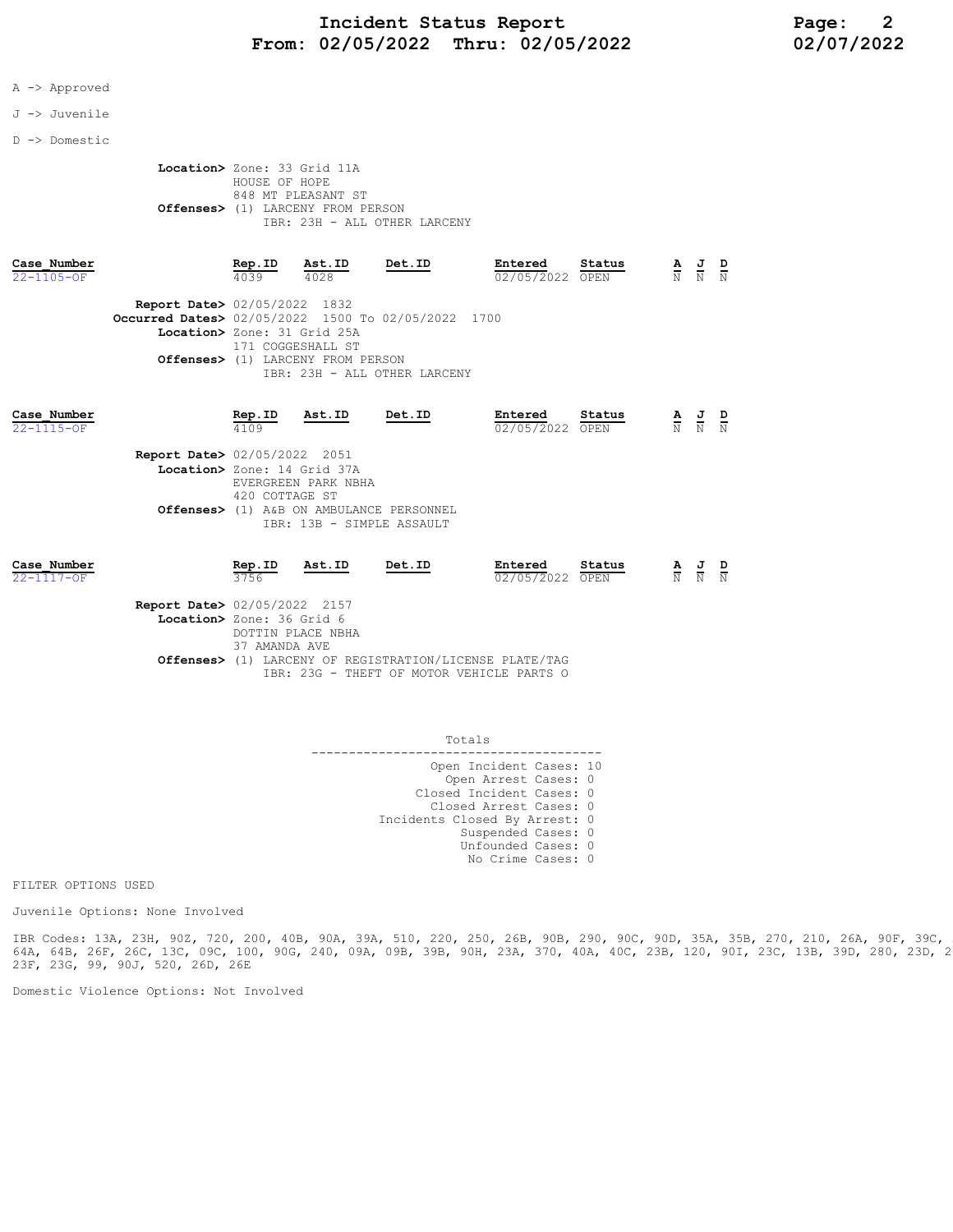A -> Approved

J -> Juvenile

D -> Domestic

**Location>** Zone: 33 Grid 11A
HOUSE OF HOPE
848 MT PLEASANT ST
**Offenses>** (1) LARCENY FROM PERSON
IBR: 23H - ALL OTHER LARCENY

| Case_Number | Rep.ID | Ast.ID | Det.ID | Entered | Status | A | J | D |
|---|---|---|---|---|---|---|---|---|
| 22-1105-OF | 4039 | 4028 | | 02/05/2022 | OPEN | N | N | N |

**Report Date>** 02/05/2022 1832
**Occurred Dates>** 02/05/2022 1500 To 02/05/2022 1700
**Location>** Zone: 31 Grid 25A
171 COGGESHALL ST
**Offenses>** (1) LARCENY FROM PERSON
IBR: 23H - ALL OTHER LARCENY

| Case_Number | Rep.ID | Ast.ID | Det.ID | Entered | Status | A | J | D |
|---|---|---|---|---|---|---|---|---|
| 22-1115-OF | 4109 | | | 02/05/2022 | OPEN | N | N | N |

**Report Date>** 02/05/2022 2051
**Location>** Zone: 14 Grid 37A
EVERGREEN PARK NBHA
420 COTTAGE ST
**Offenses>** (1) A&B ON AMBULANCE PERSONNEL
IBR: 13B - SIMPLE ASSAULT

| Case_Number | Rep.ID | Ast.ID | Det.ID | Entered | Status | A | J | D |
|---|---|---|---|---|---|---|---|---|
| 22-1117-OF | 3756 | | | 02/05/2022 | OPEN | N | N | N |

**Report Date>** 02/05/2022 2157
**Location>** Zone: 36 Grid 6
DOTTIN PLACE NBHA
37 AMANDA AVE
**Offenses>** (1) LARCENY OF REGISTRATION/LICENSE PLATE/TAG
IBR: 23G - THEFT OF MOTOR VEHICLE PARTS O

Totals

Open Incident Cases: 10
Open Arrest Cases: 0
Closed Incident Cases: 0
Closed Arrest Cases: 0
Incidents Closed By Arrest: 0
Suspended Cases: 0
Unfounded Cases: 0
No Crime Cases: 0

FILTER OPTIONS USED

Juvenile Options: None Involved

IBR Codes: 13A, 23H, 90Z, 720, 200, 40B, 90A, 39A, 510, 220, 250, 26B, 90B, 290, 90C, 90D, 35A, 35B, 270, 210, 26A, 90F, 39C, 64A, 64B, 26F, 26C, 13C, 09C, 100, 90G, 240, 09A, 09B, 39B, 90H, 23A, 370, 40A, 40C, 23B, 120, 90I, 23C, 13B, 39D, 280, 23D, 2 23F, 23G, 99, 90J, 520, 26D, 26E

Domestic Violence Options: Not Involved